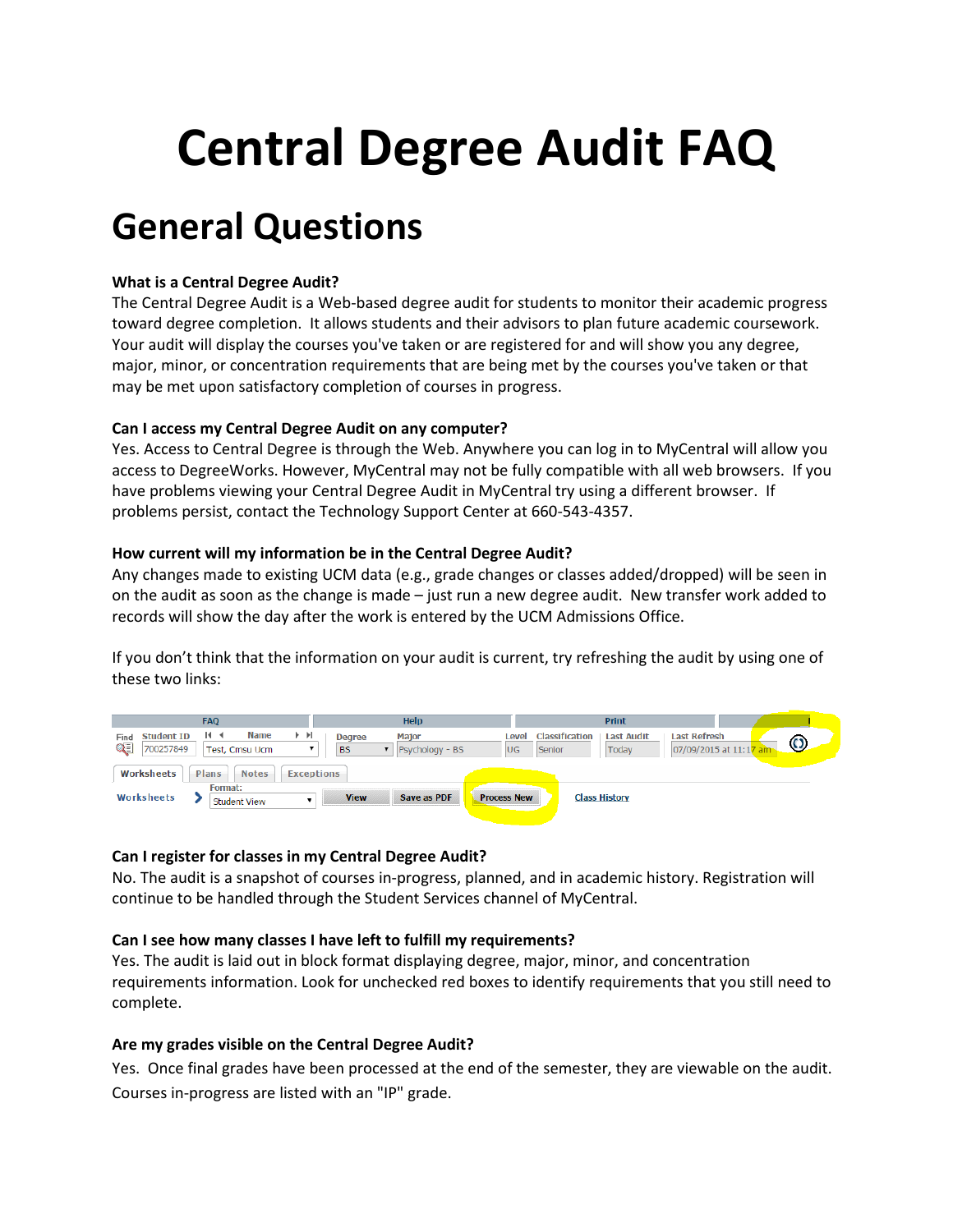# Central Degree Audit FAQ

## General Questions

**What is a Central Degree Audit?**
The Central Degree Audit is a Web-based degree audit for students to monitor their academic progress toward degree completion. It allows students and their advisors to plan future academic coursework. Your audit will display the courses you've taken or are registered for and will show you any degree, major, minor, or concentration requirements that are being met by the courses you've taken or that may be met upon satisfactory completion of courses in progress.

**Can I access my Central Degree Audit on any computer?**
Yes. Access to Central Degree is through the Web. Anywhere you can log in to MyCentral will allow you access to DegreeWorks. However, MyCentral may not be fully compatible with all web browsers. If you have problems viewing your Central Degree Audit in MyCentral try using a different browser. If problems persist, contact the Technology Support Center at 660-543-4357.

**How current will my information be in the Central Degree Audit?**
Any changes made to existing UCM data (e.g., grade changes or classes added/dropped) will be seen in on the audit as soon as the change is made – just run a new degree audit. New transfer work added to records will show the day after the work is entered by the UCM Admissions Office.

If you don't think that the information on your audit is current, try refreshing the audit by using one of these two links:

**Can I register for classes in my Central Degree Audit?**
No. The audit is a snapshot of courses in-progress, planned, and in academic history. Registration will continue to be handled through the Student Services channel of MyCentral.

**Can I see how many classes I have left to fulfill my requirements?**
Yes. The audit is laid out in block format displaying degree, major, minor, and concentration requirements information. Look for unchecked red boxes to identify requirements that you still need to complete.

**Are my grades visible on the Central Degree Audit?**
Yes. Once final grades have been processed at the end of the semester, they are viewable on the audit. Courses in-progress are listed with an "IP" grade.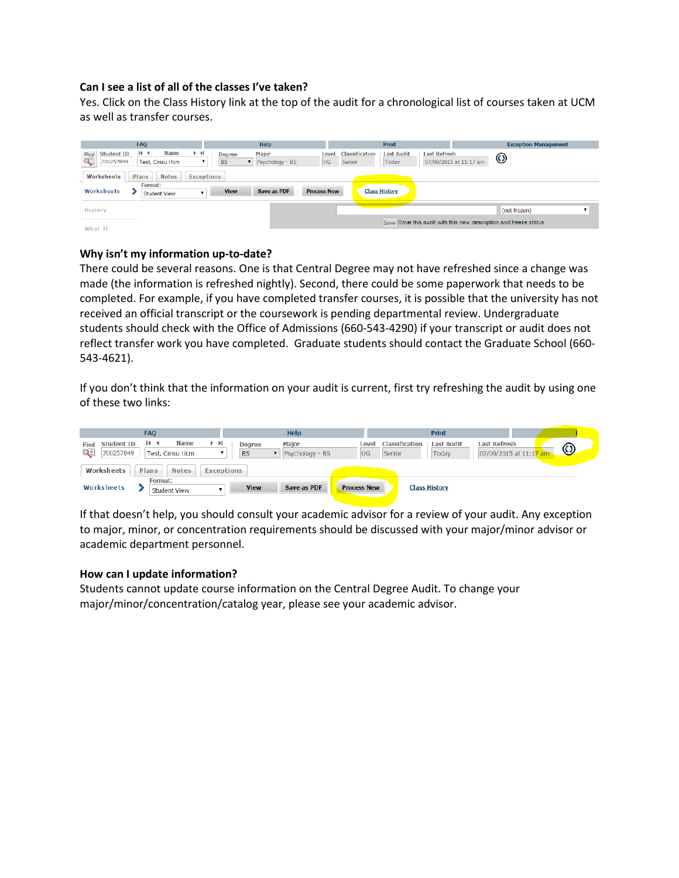### Can I see a list of all of the classes I've taken?

Yes. Click on the Class History link at the top of the audit for a chronological list of courses taken at UCM as well as transfer courses.

### Why isn't my information up-to-date?

There could be several reasons. One is that Central Degree may not have refreshed since a change was made (the information is refreshed nightly). Second, there could be some paperwork that needs to be completed. For example, if you have completed transfer courses, it is possible that the university has not received an official transcript or the coursework is pending departmental review. Undergraduate students should check with the Office of Admissions (660-543-4290) if your transcript or audit does not reflect transfer work you have completed. Graduate students should contact the Graduate School (660-543-4621).

If you don't think that the information on your audit is current, first try refreshing the audit by using one of these two links:

If that doesn't help, you should consult your academic advisor for a review of your audit. Any exception to major, minor, or concentration requirements should be discussed with your major/minor advisor or academic department personnel.

### How can I update information?

Students cannot update course information on the Central Degree Audit. To change your major/minor/concentration/catalog year, please see your academic advisor.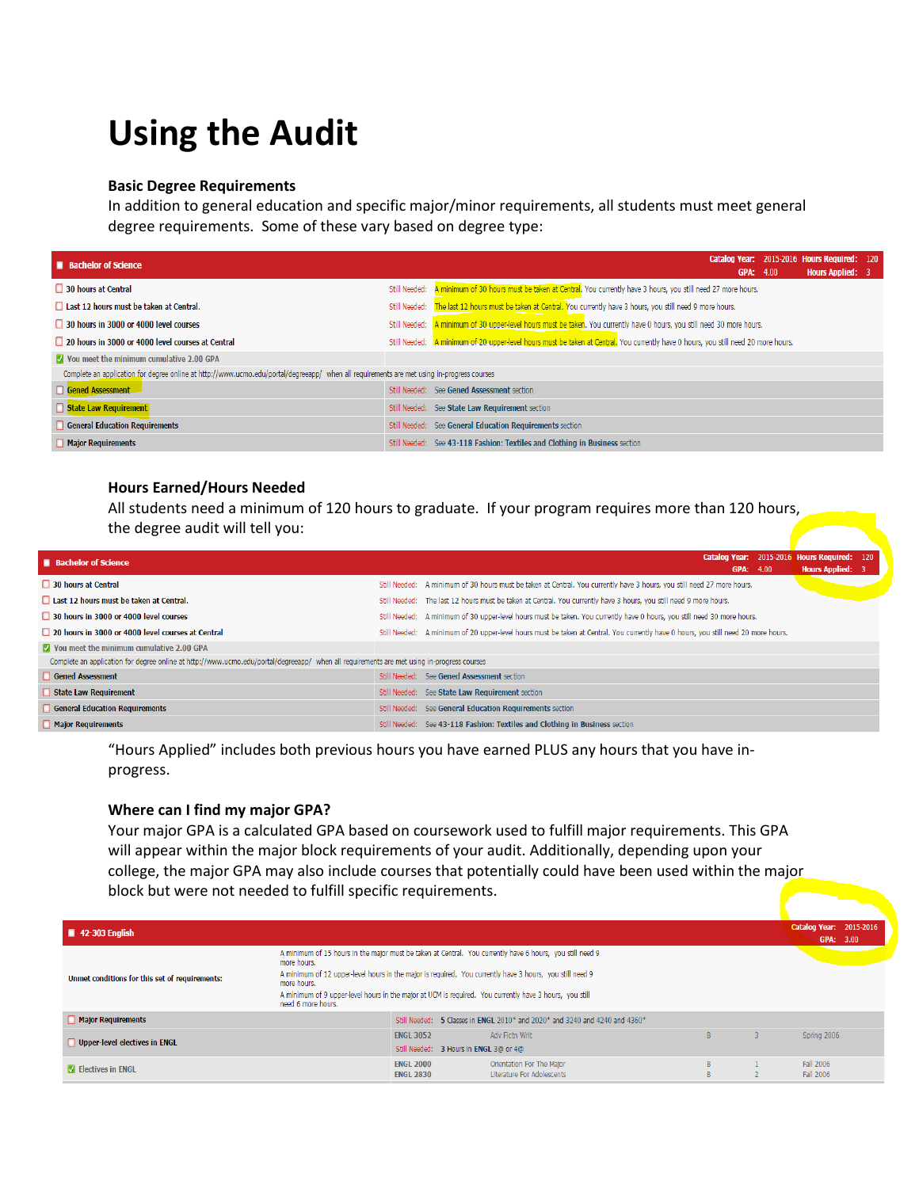# Using the Audit

### Basic Degree Requirements

In addition to general education and specific major/minor requirements, all students must meet general degree requirements. Some of these vary based on degree type:

| Bachelor of Science | Catalog Year: 2015-2016 Hours Required: 120 GPA: 4.00 Hours Applied: 3 |
|---|---|
| 30 hours at Central | Still Needed: A minimum of 30 hours must be taken at Central. You currently have 3 hours, you still need 27 more hours. |
| Last 12 hours must be taken at Central. | Still Needed: The last 12 hours must be taken at Central. You currently have 3 hours, you still need 9 more hours. |
| 30 hours in 3000 or 4000 level courses | Still Needed: A minimum of 30 upper-level hours must be taken. You currently have 0 hours, you still need 30 more hours. |
| 20 hours in 3000 or 4000 level courses at Central | Still Needed: A minimum of 20 upper-level hours must be taken at Central. You currently have 0 hours, you still need 20 more hours. |
| You meet the minimum cumulative 2.00 GPA | |
| Complete an application for degree online at http://www.ucmo.edu/portal/degreeapp/ when all requirements are met using in-progress courses | |
| Gened Assessment | Still Needed: See Gened Assessment section |
| State Law Requirement | Still Needed: See State Law Requirement section |
| General Education Requirements | Still Needed: See General Education Requirements section |
| Major Requirements | Still Needed: See 43-118 Fashion: Textiles and Clothing in Business section |

### Hours Earned/Hours Needed

All students need a minimum of 120 hours to graduate. If your program requires more than 120 hours, the degree audit will tell you:

| Bachelor of Science | Catalog Year: 2015-2016 Hours Required: 120 GPA: 4.00 Hours Applied: 3 |
|---|---|
| 30 hours at Central | Still Needed: A minimum of 30 hours must be taken at Central. You currently have 3 hours, you still need 27 more hours. |
| Last 12 hours must be taken at Central. | Still Needed: The last 12 hours must be taken at Central. You currently have 3 hours, you still need 9 more hours. |
| 30 hours in 3000 or 4000 level courses | Still Needed: A minimum of 30 upper-level hours must be taken. You currently have 0 hours, you still need 30 more hours. |
| 20 hours in 3000 or 4000 level courses at Central | Still Needed: A minimum of 20 upper-level hours must be taken at Central. You currently have 0 hours, you still need 20 more hours. |
| You meet the minimum cumulative 2.00 GPA | |
| Complete an application for degree online at http://www.ucmo.edu/portal/degreeapp/ when all requirements are met using in-progress courses | |
| Gened Assessment | Still Needed: See Gened Assessment section |
| State Law Requirement | Still Needed: See State Law Requirement section |
| General Education Requirements | Still Needed: See General Education Requirements section |
| Major Requirements | Still Needed: See 43-118 Fashion: Textiles and Clothing in Business section |

"Hours Applied" includes both previous hours you have earned PLUS any hours that you have in-progress.

### Where can I find my major GPA?

Your major GPA is a calculated GPA based on coursework used to fulfill major requirements. This GPA will appear within the major block requirements of your audit. Additionally, depending upon your college, the major GPA may also include courses that potentially could have been used within the major block but were not needed to fulfill specific requirements.

| 42-303 English | | | | | Catalog Year: 2015-2016 GPA: 3.00 |
|---|---|---|---|---|---|
| Unmet conditions for this set of requirements: | A minimum of 15 hours in the major must be taken at Central. You currently have 6 hours, you still need 9 more hours. A minimum of 12 upper-level hours in the major is required. You currently have 3 hours, you still need 9 more hours. A minimum of 9 upper-level hours in the major at UCM is required. You currently have 3 hours, you still need 6 more hours. | | | | |
| Major Requirements | Still Needed: 5 Classes in ENGL 2010* and 2020* and 3240 and 4240 and 4360* | | | | |
| Upper-level electives in ENGL | ENGL 3052 | Adv Fictn Writ | B | 3 | Spring 2006 |
| | Still Needed: 3 Hours in ENGL 3@ or 4@ | | | | |
| Electives in ENGL | ENGL 2000 | Orientation For The Major | B | 1 | Fall 2006 |
| | ENGL 2830 | Literature For Adolescents | B | 2 | Fall 2006 |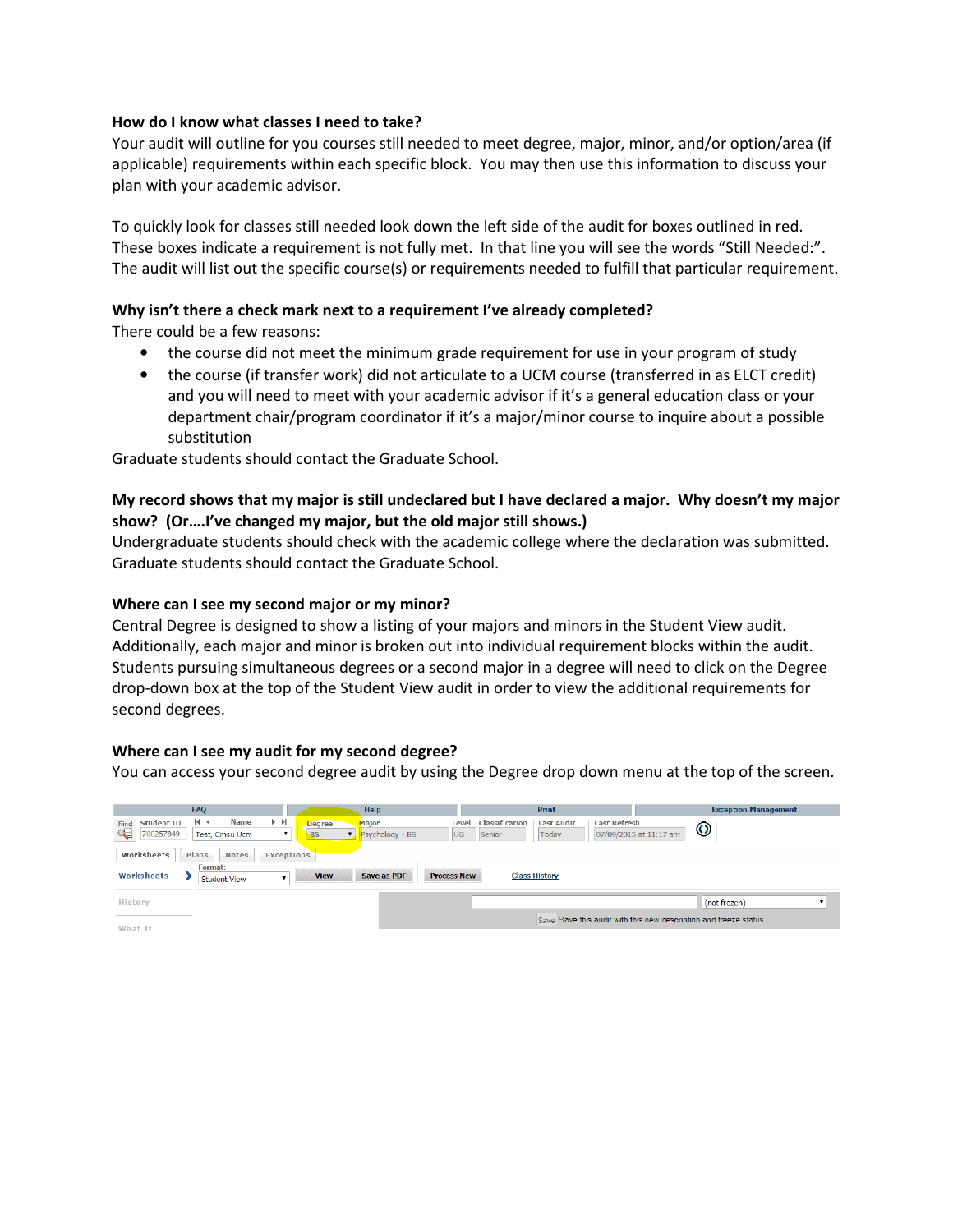**How do I know what classes I need to take?**
Your audit will outline for you courses still needed to meet degree, major, minor, and/or option/area (if applicable) requirements within each specific block. You may then use this information to discuss your plan with your academic advisor.

To quickly look for classes still needed look down the left side of the audit for boxes outlined in red. These boxes indicate a requirement is not fully met. In that line you will see the words "Still Needed:". The audit will list out the specific course(s) or requirements needed to fulfill that particular requirement.

**Why isn't there a check mark next to a requirement I've already completed?**
There could be a few reasons:

- the course did not meet the minimum grade requirement for use in your program of study
- the course (if transfer work) did not articulate to a UCM course (transferred in as ELCT credit) and you will need to meet with your academic advisor if it's a general education class or your department chair/program coordinator if it's a major/minor course to inquire about a possible substitution

Graduate students should contact the Graduate School.

**My record shows that my major is still undeclared but I have declared a major. Why doesn't my major show? (Or….I've changed my major, but the old major still shows.)**
Undergraduate students should check with the academic college where the declaration was submitted. Graduate students should contact the Graduate School.

**Where can I see my second major or my minor?**
Central Degree is designed to show a listing of your majors and minors in the Student View audit. Additionally, each major and minor is broken out into individual requirement blocks within the audit. Students pursuing simultaneous degrees or a second major in a degree will need to click on the Degree drop-down box at the top of the Student View audit in order to view the additional requirements for second degrees.

**Where can I see my audit for my second degree?**
You can access your second degree audit by using the Degree drop down menu at the top of the screen.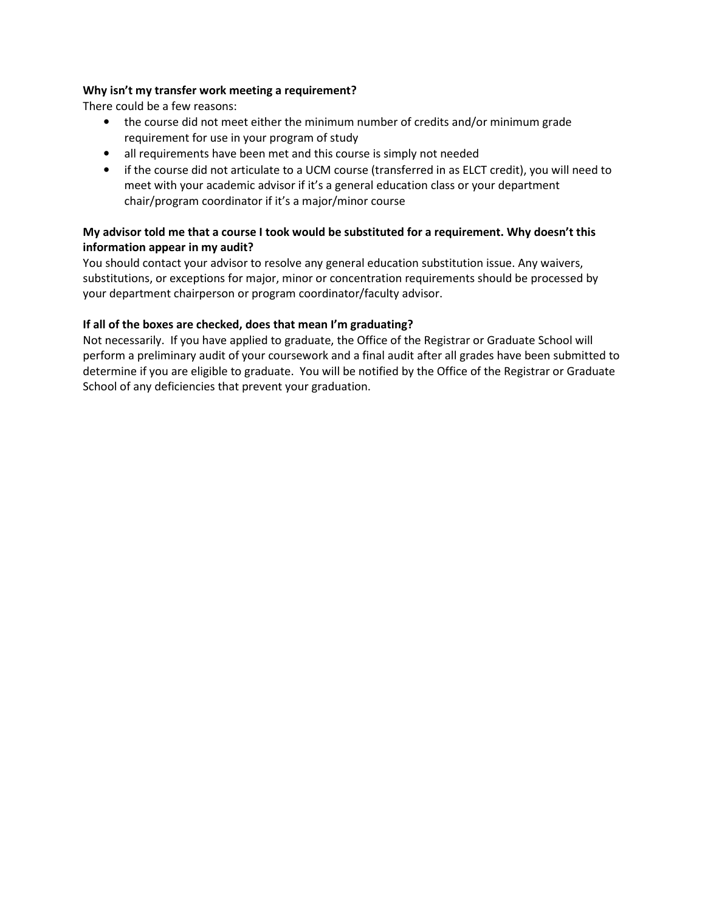**Why isn't my transfer work meeting a requirement?**

There could be a few reasons:

- the course did not meet either the minimum number of credits and/or minimum grade requirement for use in your program of study
- all requirements have been met and this course is simply not needed
- if the course did not articulate to a UCM course (transferred in as ELCT credit), you will need to meet with your academic advisor if it's a general education class or your department chair/program coordinator if it's a major/minor course

**My advisor told me that a course I took would be substituted for a requirement. Why doesn't this information appear in my audit?**

You should contact your advisor to resolve any general education substitution issue. Any waivers, substitutions, or exceptions for major, minor or concentration requirements should be processed by your department chairperson or program coordinator/faculty advisor.

**If all of the boxes are checked, does that mean I'm graduating?**

Not necessarily. If you have applied to graduate, the Office of the Registrar or Graduate School will perform a preliminary audit of your coursework and a final audit after all grades have been submitted to determine if you are eligible to graduate. You will be notified by the Office of the Registrar or Graduate School of any deficiencies that prevent your graduation.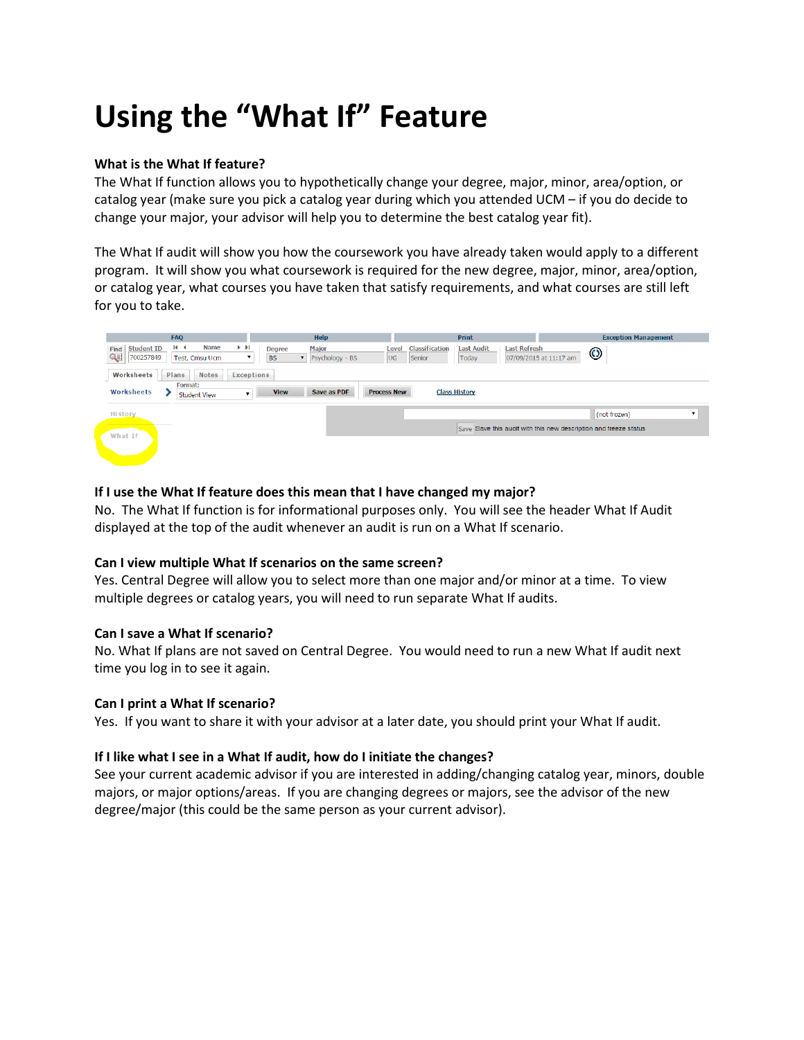# Using the "What If" Feature

**What is the What If feature?**

The What If function allows you to hypothetically change your degree, major, minor, area/option, or catalog year (make sure you pick a catalog year during which you attended UCM – if you do decide to change your major, your advisor will help you to determine the best catalog year fit).

The What If audit will show you how the coursework you have already taken would apply to a different program. It will show you what coursework is required for the new degree, major, minor, area/option, or catalog year, what courses you have taken that satisfy requirements, and what courses are still left for you to take.

**If I use the What If feature does this mean that I have changed my major?**

No. The What If function is for informational purposes only. You will see the header What If Audit displayed at the top of the audit whenever an audit is run on a What If scenario.

**Can I view multiple What If scenarios on the same screen?**

Yes. Central Degree will allow you to select more than one major and/or minor at a time. To view multiple degrees or catalog years, you will need to run separate What If audits.

**Can I save a What If scenario?**

No. What If plans are not saved on Central Degree. You would need to run a new What If audit next time you log in to see it again.

**Can I print a What If scenario?**

Yes. If you want to share it with your advisor at a later date, you should print your What If audit.

**If I like what I see in a What If audit, how do I initiate the changes?**

See your current academic advisor if you are interested in adding/changing catalog year, minors, double majors, or major options/areas. If you are changing degrees or majors, see the advisor of the new degree/major (this could be the same person as your current advisor).